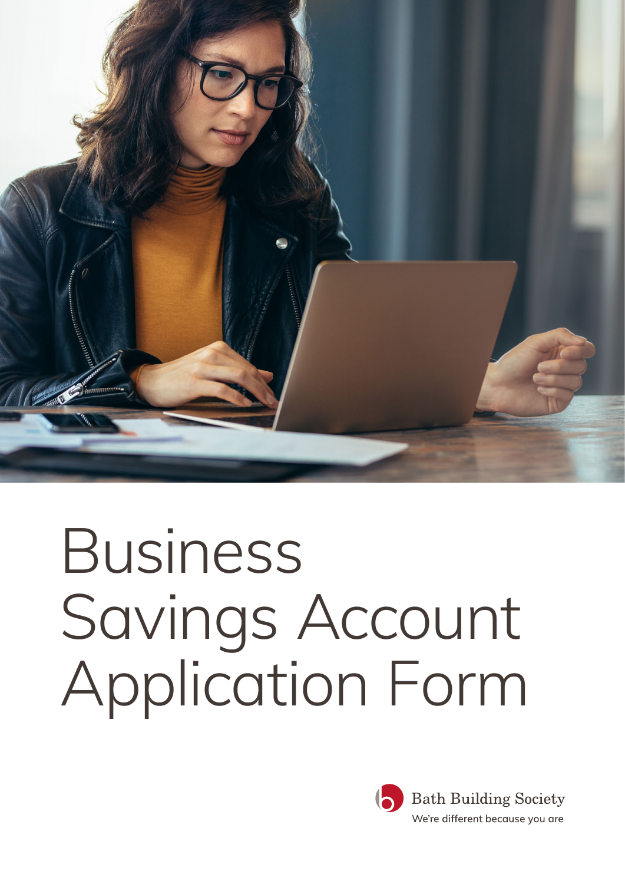# Business Savings Account Application Form

Bath Building Society

We're different because you are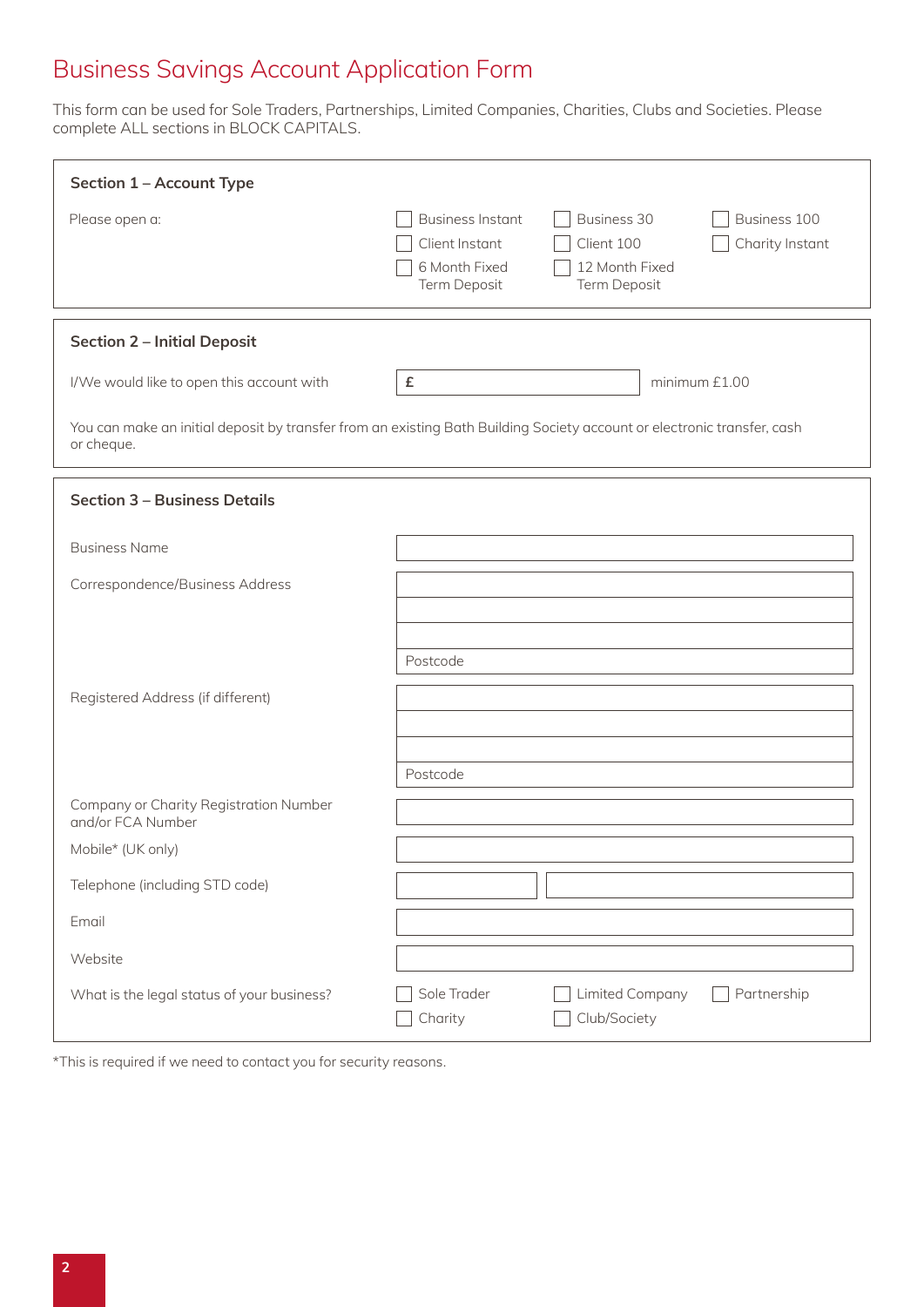# Business Savings Account Application Form

This form can be used for Sole Traders, Partnerships, Limited Companies, Charities, Clubs and Societies. Please complete ALL sections in BLOCK CAPITALS.

## Section 1 – Account Type

Please open a:

- ☐ Business Instant
- ☐ Business 30
- ☐ Business 100
- ☐ Client Instant
- ☐ Client 100
- ☐ Charity Instant
- ☐ 6 Month Fixed Term Deposit
- ☐ 12 Month Fixed Term Deposit

## Section 2 – Initial Deposit

I/We would like to open this account with £ ____________ minimum £1.00

You can make an initial deposit by transfer from an existing Bath Building Society account or electronic transfer, cash or cheque.

## Section 3 – Business Details

| Field | |
|---|---|
| Business Name | |
| Correspondence/Business Address | |
| | |
| | |
| | Postcode |
| Registered Address (if different) | |
| | |
| | |
| | Postcode |
| Company or Charity Registration Number and/or FCA Number | |
| Mobile* (UK only) | |
| Telephone (including STD code) | |
| Email | |
| Website | |

What is the legal status of your business?

- ☐ Sole Trader
- ☐ Limited Company
- ☐ Partnership
- ☐ Charity
- ☐ Club/Society

*This is required if we need to contact you for security reasons.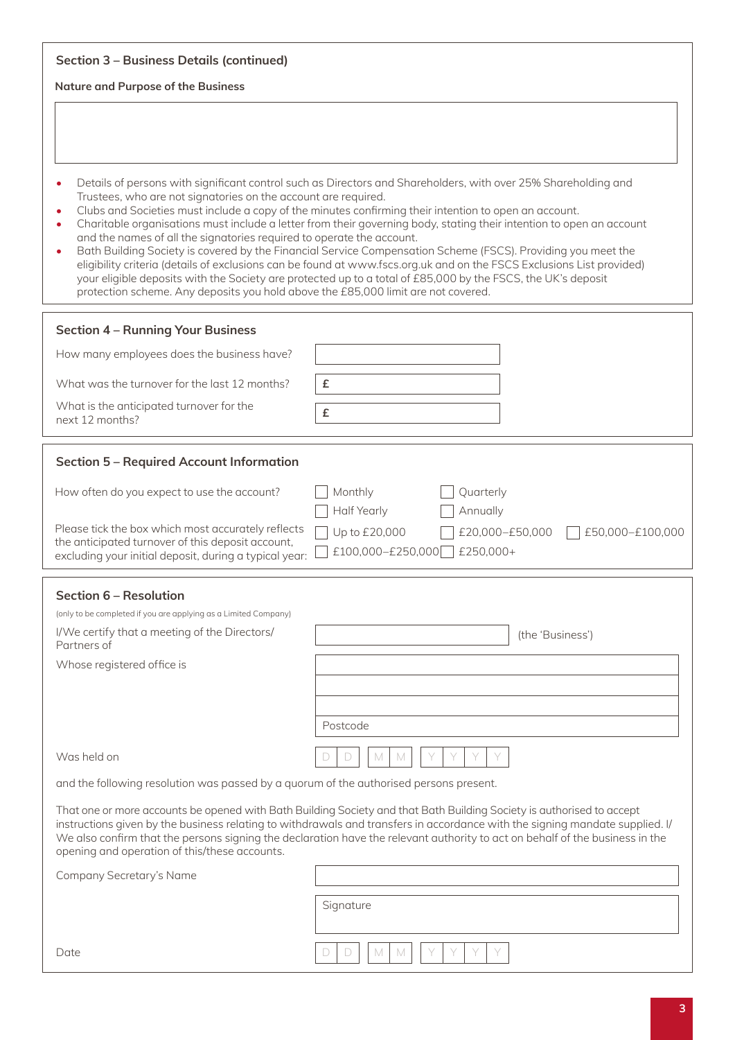## Section 3 – Business Details (continued)

**Nature and Purpose of the Business**

- Details of persons with significant control such as Directors and Shareholders, with over 25% Shareholding and Trustees, who are not signatories on the account are required.
- Clubs and Societies must include a copy of the minutes confirming their intention to open an account.
- Charitable organisations must include a letter from their governing body, stating their intention to open an account and the names of all the signatories required to operate the account.
- Bath Building Society is covered by the Financial Service Compensation Scheme (FSCS). Providing you meet the eligibility criteria (details of exclusions can be found at www.fscs.org.uk and on the FSCS Exclusions List provided) your eligible deposits with the Society are protected up to a total of £85,000 by the FSCS, the UK's deposit protection scheme. Any deposits you hold above the £85,000 limit are not covered.

## Section 4 – Running Your Business

How many employees does the business have?

What was the turnover for the last 12 months? £

What is the anticipated turnover for the next 12 months? £

## Section 5 – Required Account Information

How often do you expect to use the account?

☐ Monthly ☐ Quarterly ☐ Half Yearly ☐ Annually

Please tick the box which most accurately reflects the anticipated turnover of this deposit account, excluding your initial deposit, during a typical year:

☐ Up to £20,000 ☐ £20,000–£50,000 ☐ £50,000–£100,000 ☐ £100,000–£250,000 ☐ £250,000+

## Section 6 – Resolution

(only to be completed if you are applying as a Limited Company)

I/We certify that a meeting of the Directors/Partners of ____________ (the 'Business')

Whose registered office is

Postcode

Was held on D D M M Y Y Y Y

and the following resolution was passed by a quorum of the authorised persons present.

That one or more accounts be opened with Bath Building Society and that Bath Building Society is authorised to accept instructions given by the business relating to withdrawals and transfers in accordance with the signing mandate supplied. I/We also confirm that the persons signing the declaration have the relevant authority to act on behalf of the business in the opening and operation of this/these accounts.

Company Secretary's Name

Signature

Date D D M M Y Y Y Y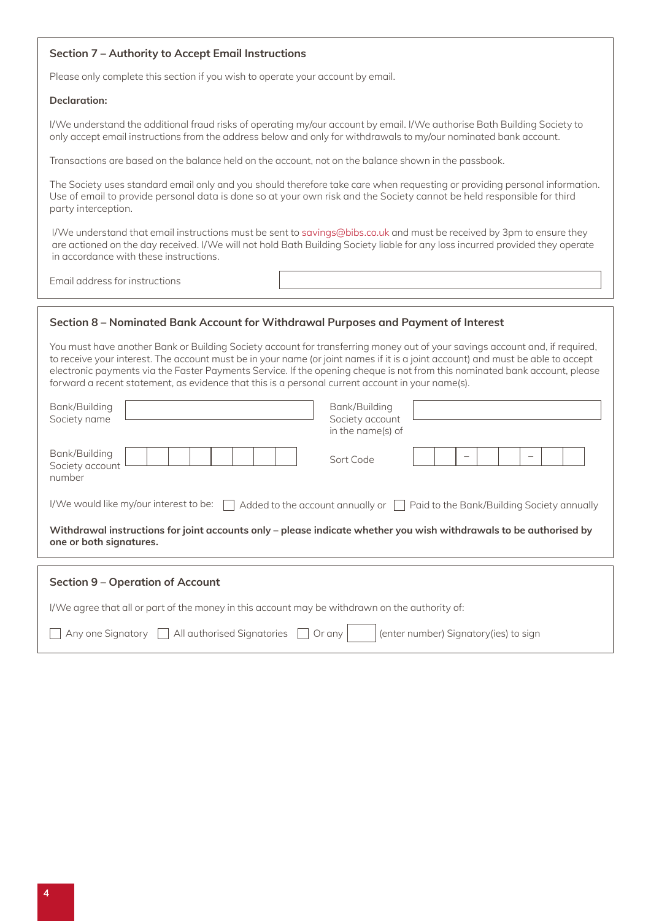## Section 7 – Authority to Accept Email Instructions

Please only complete this section if you wish to operate your account by email.

**Declaration:**

I/We understand the additional fraud risks of operating my/our account by email. I/We authorise Bath Building Society to only accept email instructions from the address below and only for withdrawals to my/our nominated bank account.

Transactions are based on the balance held on the account, not on the balance shown in the passbook.

The Society uses standard email only and you should therefore take care when requesting or providing personal information. Use of email to provide personal data is done so at your own risk and the Society cannot be held responsible for third party interception.

I/We understand that email instructions must be sent to savings@bibs.co.uk and must be received by 3pm to ensure they are actioned on the day received. I/We will not hold Bath Building Society liable for any loss incurred provided they operate in accordance with these instructions.

Email address for instructions

## Section 8 – Nominated Bank Account for Withdrawal Purposes and Payment of Interest

You must have another Bank or Building Society account for transferring money out of your savings account and, if required, to receive your interest. The account must be in your name (or joint names if it is a joint account) and must be able to accept electronic payments via the Faster Payments Service. If the opening cheque is not from this nominated bank account, please forward a recent statement, as evidence that this is a personal current account in your name(s).

| Bank/Building Society name | | Bank/Building Society account in the name(s) of | |
|---|---|---|---|
| Bank/Building Society account number | | Sort Code | – – |

I/We would like my/our interest to be: ☐ Added to the account annually or ☐ Paid to the Bank/Building Society annually

**Withdrawal instructions for joint accounts only – please indicate whether you wish withdrawals to be authorised by one or both signatures.**

## Section 9 – Operation of Account

I/We agree that all or part of the money in this account may be withdrawn on the authority of:

☐ Any one Signatory ☐ All authorised Signatories ☐ Or any ______ (enter number) Signatory(ies) to sign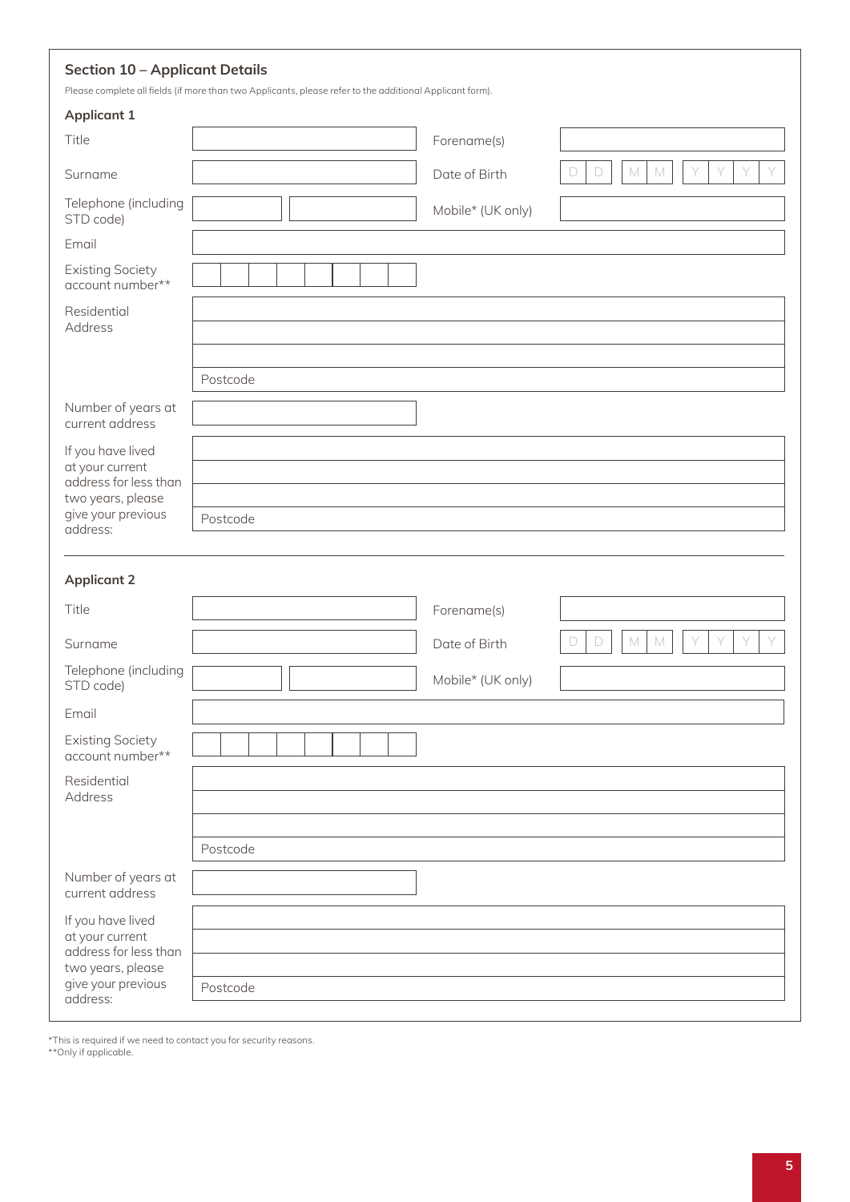## Section 10 – Applicant Details

Please complete all fields (if more than two Applicants, please refer to the additional Applicant form).

### Applicant 1

| | | | |
|---|---|---|---|
| Title | | Forename(s) | |
| Surname | | Date of Birth | D D / M M / Y Y Y Y |
| Telephone (including STD code) | | Mobile* (UK only) | |
| Email | | | |
| Existing Society account number** | | | |
| Residential Address | | | |
| | | | |
| | | | |
| | Postcode | | |
| Number of years at current address | | | |
| If you have lived at your current address for less than two years, please give your previous address: | | | |
| | | | |
| | | | |
| | Postcode | | |

### Applicant 2

| | | | |
|---|---|---|---|
| Title | | Forename(s) | |
| Surname | | Date of Birth | D D / M M / Y Y Y Y |
| Telephone (including STD code) | | Mobile* (UK only) | |
| Email | | | |
| Existing Society account number** | | | |
| Residential Address | | | |
| | | | |
| | | | |
| | Postcode | | |
| Number of years at current address | | | |
| If you have lived at your current address for less than two years, please give your previous address: | | | |
| | | | |
| | | | |
| | Postcode | | |

*This is required if we need to contact you for security reasons.
**Only if applicable.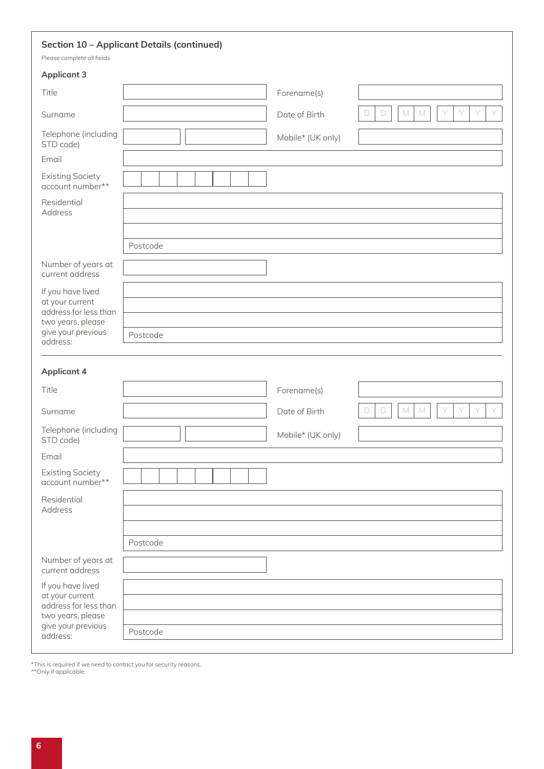## Section 10 – Applicant Details (continued)

Please complete all fields

### Applicant 3

| | | | |
|---|---|---|---|
| Title | | Forename(s) | |
| Surname | | Date of Birth | D D M M Y Y Y Y |
| Telephone (including STD code) | | Mobile* (UK only) | |
| Email | | | |
| Existing Society account number** | | | |
| Residential Address | | | |
| | Postcode | | |
| Number of years at current address | | | |
| If you have lived at your current address for less than two years, please give your previous address: | | | |
| | Postcode | | |

### Applicant 4

| | | | |
|---|---|---|---|
| Title | | Forename(s) | |
| Surname | | Date of Birth | D D M M Y Y Y Y |
| Telephone (including STD code) | | Mobile* (UK only) | |
| Email | | | |
| Existing Society account number** | | | |
| Residential Address | | | |
| | Postcode | | |
| Number of years at current address | | | |
| If you have lived at your current address for less than two years, please give your previous address: | | | |
| | Postcode | | |

*This is required if we need to contact you for security reasons.
**Only if applicable.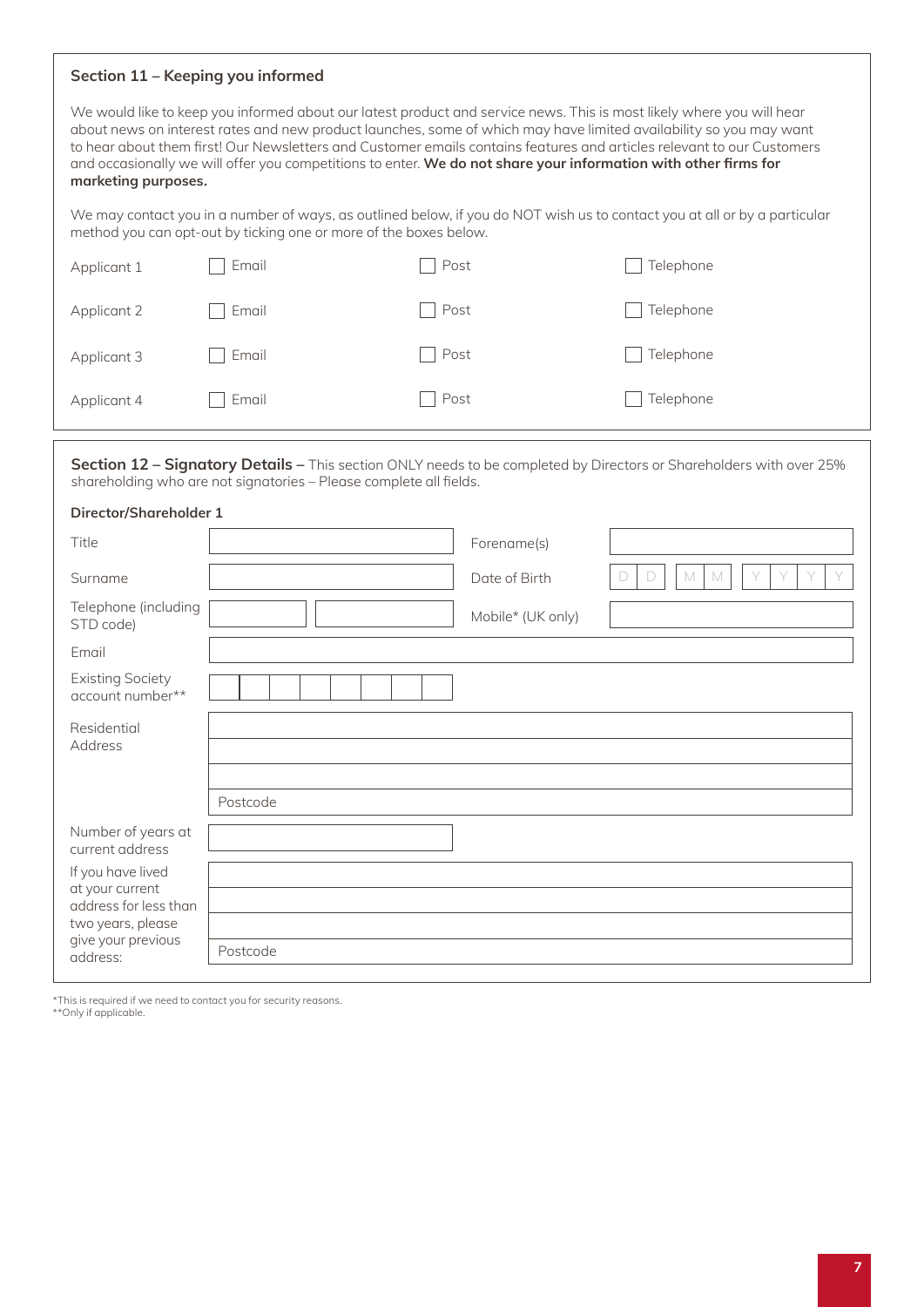### Section 11 – Keeping you informed

We would like to keep you informed about our latest product and service news. This is most likely where you will hear about news on interest rates and new product launches, some of which may have limited availability so you may want to hear about them first! Our Newsletters and Customer emails contains features and articles relevant to our Customers and occasionally we will offer you competitions to enter. **We do not share your information with other firms for marketing purposes.**

We may contact you in a number of ways, as outlined below, if you do NOT wish us to contact you at all or by a particular method you can opt-out by ticking one or more of the boxes below.

| | | | |
|---|---|---|---|
| Applicant 1 | ☐ Email | ☐ Post | ☐ Telephone |
| Applicant 2 | ☐ Email | ☐ Post | ☐ Telephone |
| Applicant 3 | ☐ Email | ☐ Post | ☐ Telephone |
| Applicant 4 | ☐ Email | ☐ Post | ☐ Telephone |

### Section 12 – Signatory Details – This section ONLY needs to be completed by Directors or Shareholders with over 25% shareholding who are not signatories – Please complete all fields.

**Director/Shareholder 1**

| | | | |
|---|---|---|---|
| Title | | Forename(s) | |
| Surname | | Date of Birth | D D / M M / Y Y Y Y |
| Telephone (including STD code) | | Mobile* (UK only) | |
| Email | | | |
| Existing Society account number** | | | |
| Residential Address | | | |
| | Postcode | | |
| Number of years at current address | | | |
| If you have lived at your current address for less than two years, please give your previous address: | | | |
| | Postcode | | |

*This is required if we need to contact you for security reasons.
**Only if applicable.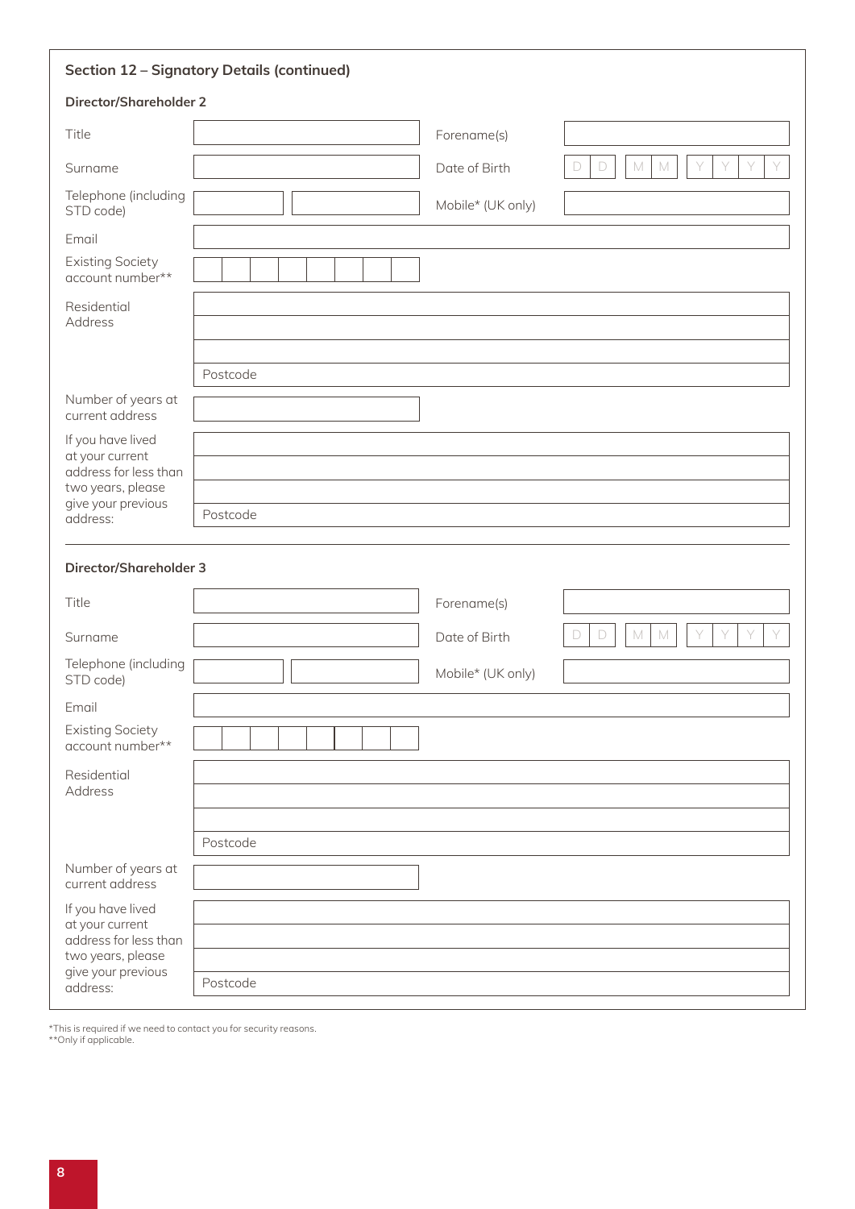## Section 12 – Signatory Details (continued)

### Director/Shareholder 2

| | | | |
|---|---|---|---|
| Title | | Forename(s) | |
| Surname | | Date of Birth | D D M M Y Y Y Y |
| Telephone (including STD code) | | Mobile* (UK only) | |
| Email | | | |
| Existing Society account number** | | | |
| Residential Address | | | |
| | Postcode | | |
| Number of years at current address | | | |
| If you have lived at your current address for less than two years, please give your previous address: | | | |
| | Postcode | | |

### Director/Shareholder 3

| | | | |
|---|---|---|---|
| Title | | Forename(s) | |
| Surname | | Date of Birth | D D M M Y Y Y Y |
| Telephone (including STD code) | | Mobile* (UK only) | |
| Email | | | |
| Existing Society account number** | | | |
| Residential Address | | | |
| | Postcode | | |
| Number of years at current address | | | |
| If you have lived at your current address for less than two years, please give your previous address: | | | |
| | Postcode | | |

*This is required if we need to contact you for security reasons.
**Only if applicable.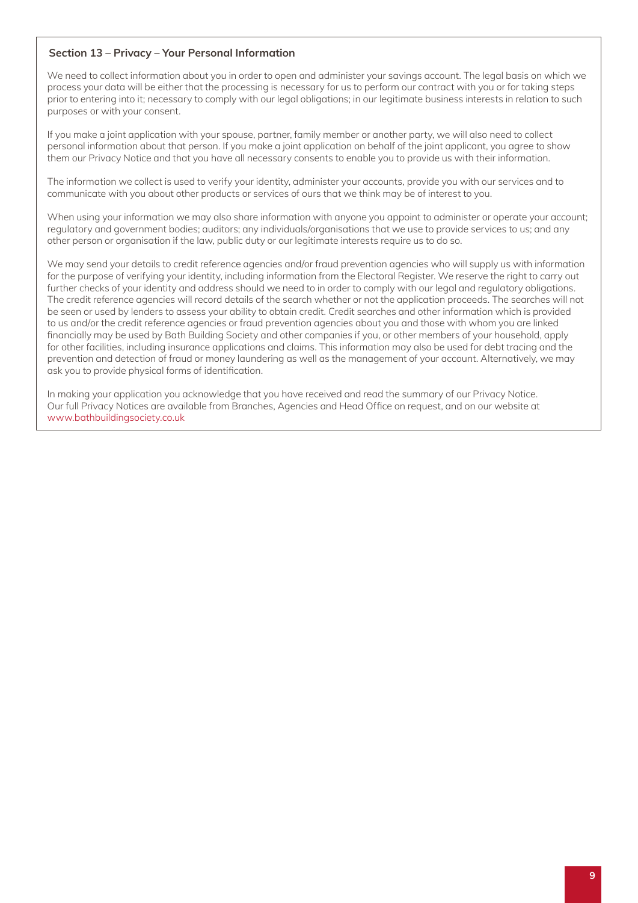### Section 13 – Privacy – Your Personal Information

We need to collect information about you in order to open and administer your savings account. The legal basis on which we process your data will be either that the processing is necessary for us to perform our contract with you or for taking steps prior to entering into it; necessary to comply with our legal obligations; in our legitimate business interests in relation to such purposes or with your consent.

If you make a joint application with your spouse, partner, family member or another party, we will also need to collect personal information about that person. If you make a joint application on behalf of the joint applicant, you agree to show them our Privacy Notice and that you have all necessary consents to enable you to provide us with their information.

The information we collect is used to verify your identity, administer your accounts, provide you with our services and to communicate with you about other products or services of ours that we think may be of interest to you.

When using your information we may also share information with anyone you appoint to administer or operate your account; regulatory and government bodies; auditors; any individuals/organisations that we use to provide services to us; and any other person or organisation if the law, public duty or our legitimate interests require us to do so.

We may send your details to credit reference agencies and/or fraud prevention agencies who will supply us with information for the purpose of verifying your identity, including information from the Electoral Register. We reserve the right to carry out further checks of your identity and address should we need to in order to comply with our legal and regulatory obligations. The credit reference agencies will record details of the search whether or not the application proceeds. The searches will not be seen or used by lenders to assess your ability to obtain credit. Credit searches and other information which is provided to us and/or the credit reference agencies or fraud prevention agencies about you and those with whom you are linked financially may be used by Bath Building Society and other companies if you, or other members of your household, apply for other facilities, including insurance applications and claims. This information may also be used for debt tracing and the prevention and detection of fraud or money laundering as well as the management of your account. Alternatively, we may ask you to provide physical forms of identification.

In making your application you acknowledge that you have received and read the summary of our Privacy Notice. Our full Privacy Notices are available from Branches, Agencies and Head Office on request, and on our website at www.bathbuildingsociety.co.uk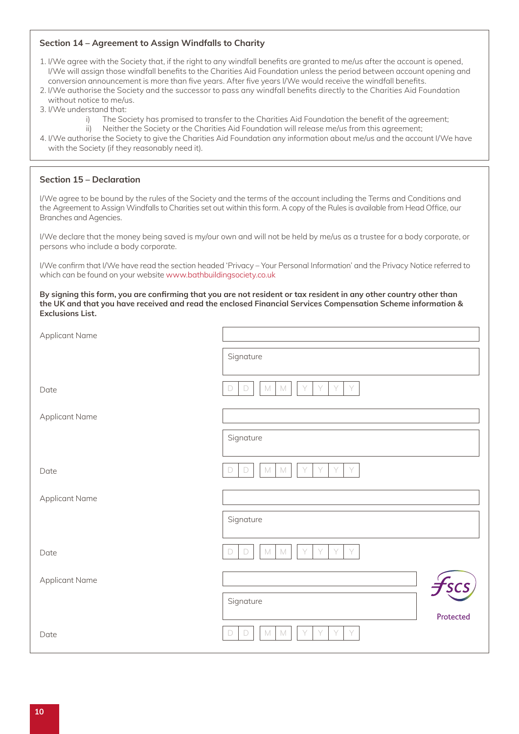## Section 14 – Agreement to Assign Windfalls to Charity

1. I/We agree with the Society that, if the right to any windfall benefits are granted to me/us after the account is opened, I/We will assign those windfall benefits to the Charities Aid Foundation unless the period between account opening and conversion announcement is more than five years. After five years I/We would receive the windfall benefits.
2. I/We authorise the Society and the successor to pass any windfall benefits directly to the Charities Aid Foundation without notice to me/us.
3. I/We understand that:
   i) The Society has promised to transfer to the Charities Aid Foundation the benefit of the agreement;
   ii) Neither the Society or the Charities Aid Foundation will release me/us from this agreement;
4. I/We authorise the Society to give the Charities Aid Foundation any information about me/us and the account I/We have with the Society (if they reasonably need it).

## Section 15 – Declaration

I/We agree to be bound by the rules of the Society and the terms of the account including the Terms and Conditions and the Agreement to Assign Windfalls to Charities set out within this form. A copy of the Rules is available from Head Office, our Branches and Agencies.

I/We declare that the money being saved is my/our own and will not be held by me/us as a trustee for a body corporate, or persons who include a body corporate.

I/We confirm that I/We have read the section headed 'Privacy – Your Personal Information' and the Privacy Notice referred to which can be found on your website www.bathbuildingsociety.co.uk

**By signing this form, you are confirming that you are not resident or tax resident in any other country other than the UK and that you have received and read the enclosed Financial Services Compensation Scheme information & Exclusions List.**

Applicant Name ____________________

Signature ____________________

Date D D / M M / Y Y Y Y

Applicant Name ____________________

Signature ____________________

Date D D / M M / Y Y Y Y

Applicant Name ____________________

Signature ____________________

Date D D / M M / Y Y Y Y

Applicant Name ____________________

Signature ____________________

Date D D / M M / Y Y Y Y

fscs Protected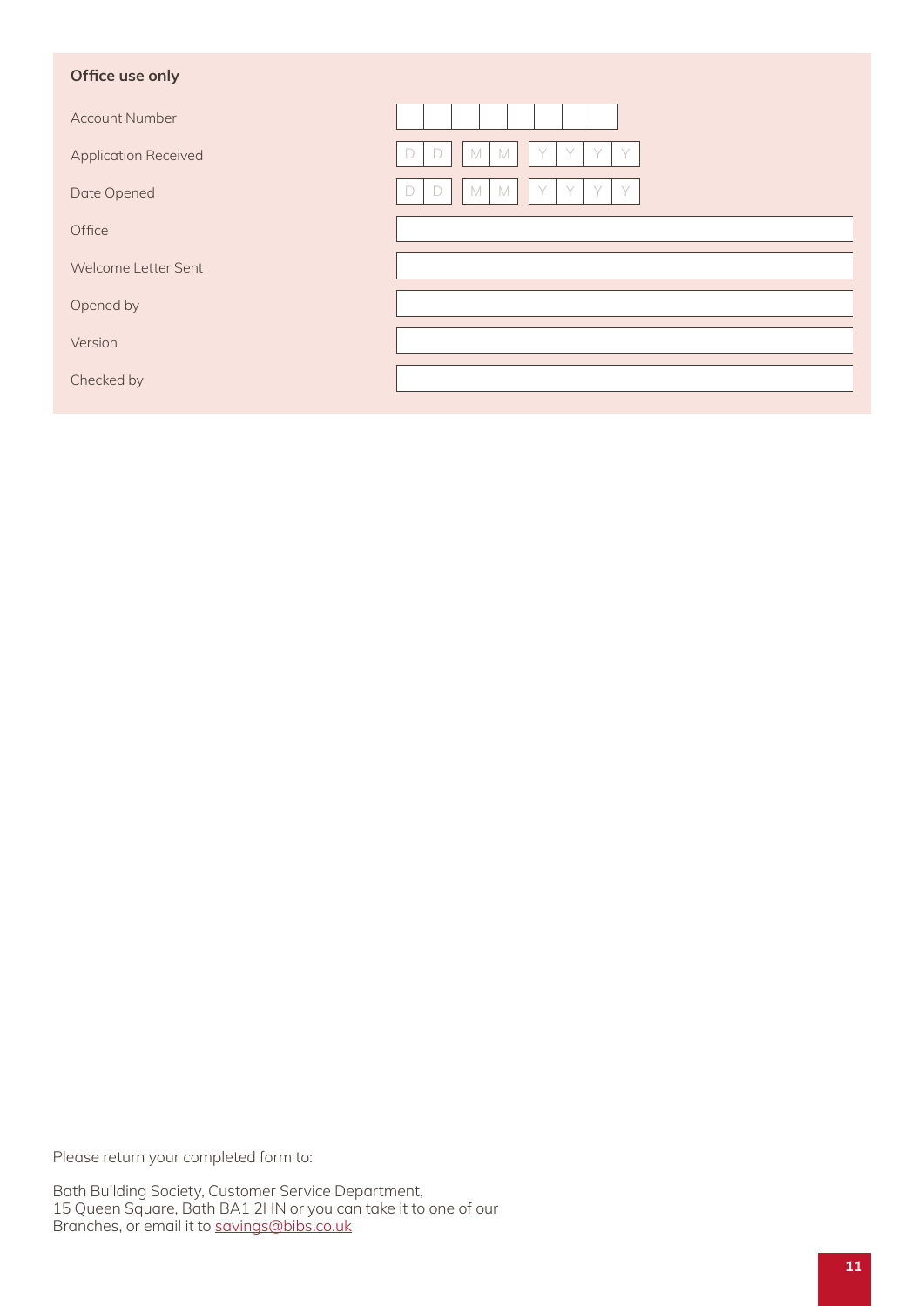**Office use only**

| Field | |
|---|---|
| Account Number | |
| Application Received | DD MM YYYY |
| Date Opened | DD MM YYYY |
| Office | |
| Welcome Letter Sent | |
| Opened by | |
| Version | |
| Checked by | |

Please return your completed form to:

Bath Building Society, Customer Service Department,
15 Queen Square, Bath BA1 2HN or you can take it to one of our Branches, or email it to savings@bibs.co.uk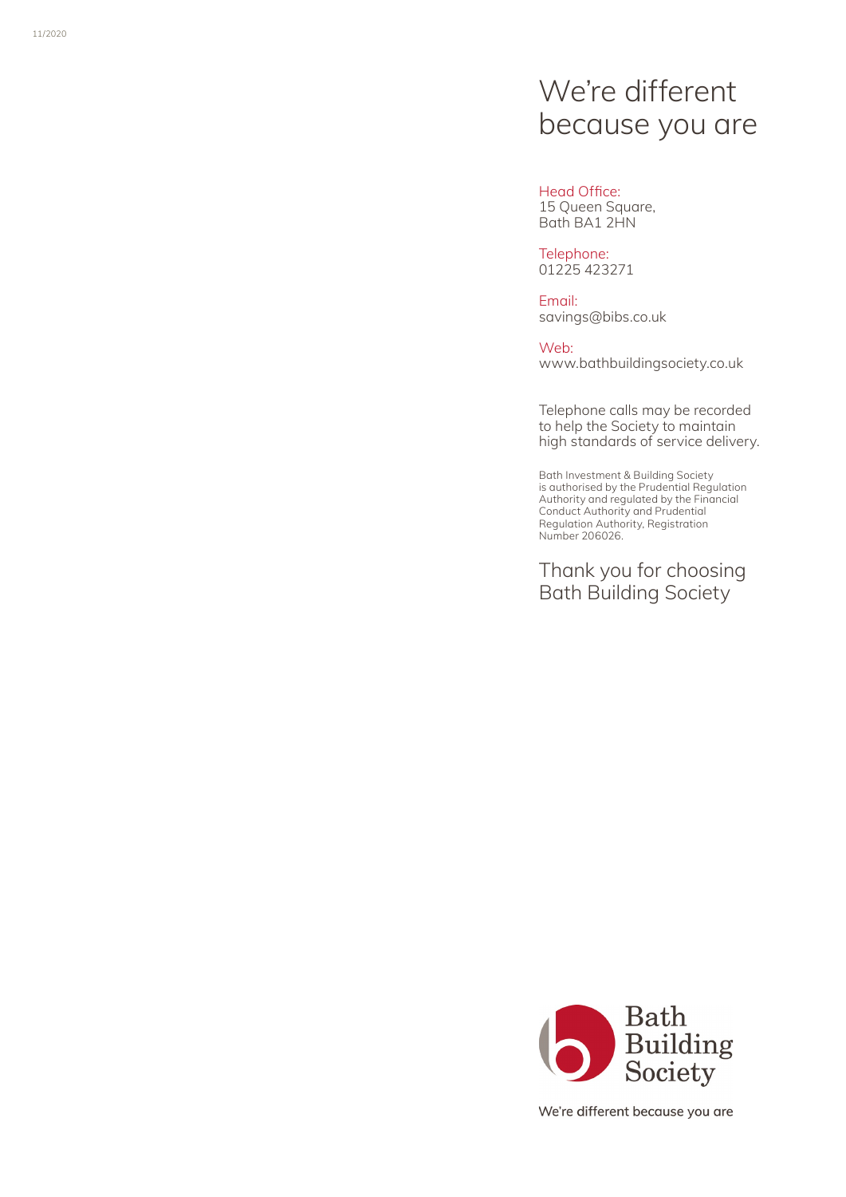# We're different because you are

Head Office:
15 Queen Square,
Bath BA1 2HN

Telephone:
01225 423271

Email:
savings@bibs.co.uk

Web:
www.bathbuildingsociety.co.uk

Telephone calls may be recorded to help the Society to maintain high standards of service delivery.

Bath Investment & Building Society is authorised by the Prudential Regulation Authority and regulated by the Financial Conduct Authority and Prudential Regulation Authority, Registration Number 206026.

Thank you for choosing Bath Building Society

Bath Building Society

We're different because you are

11/2020